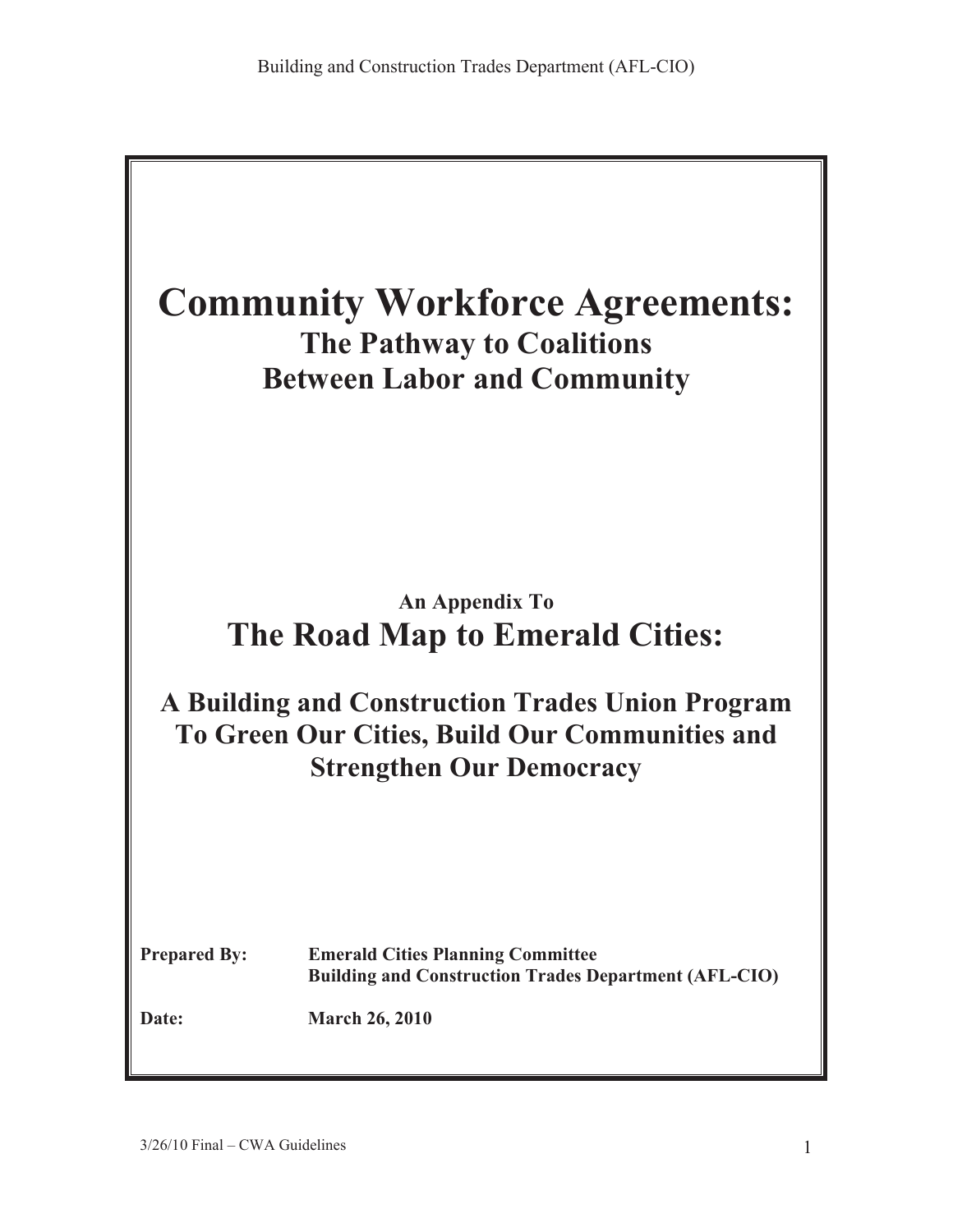# Community Workforce Agreements:

## The Pathway to Coalitions Between Labor and Community

**An Appendix To**

# The Road Map to Emerald Cities:

## A Building and Construction Trades Union Program To Green Our Cities, Build Our Communities and Strengthen Our Democracy

**Prepared By:** **Emerald Cities Planning Committee**
**Building and Construction Trades Department (AFL-CIO)**

**Date:** **March 26, 2010**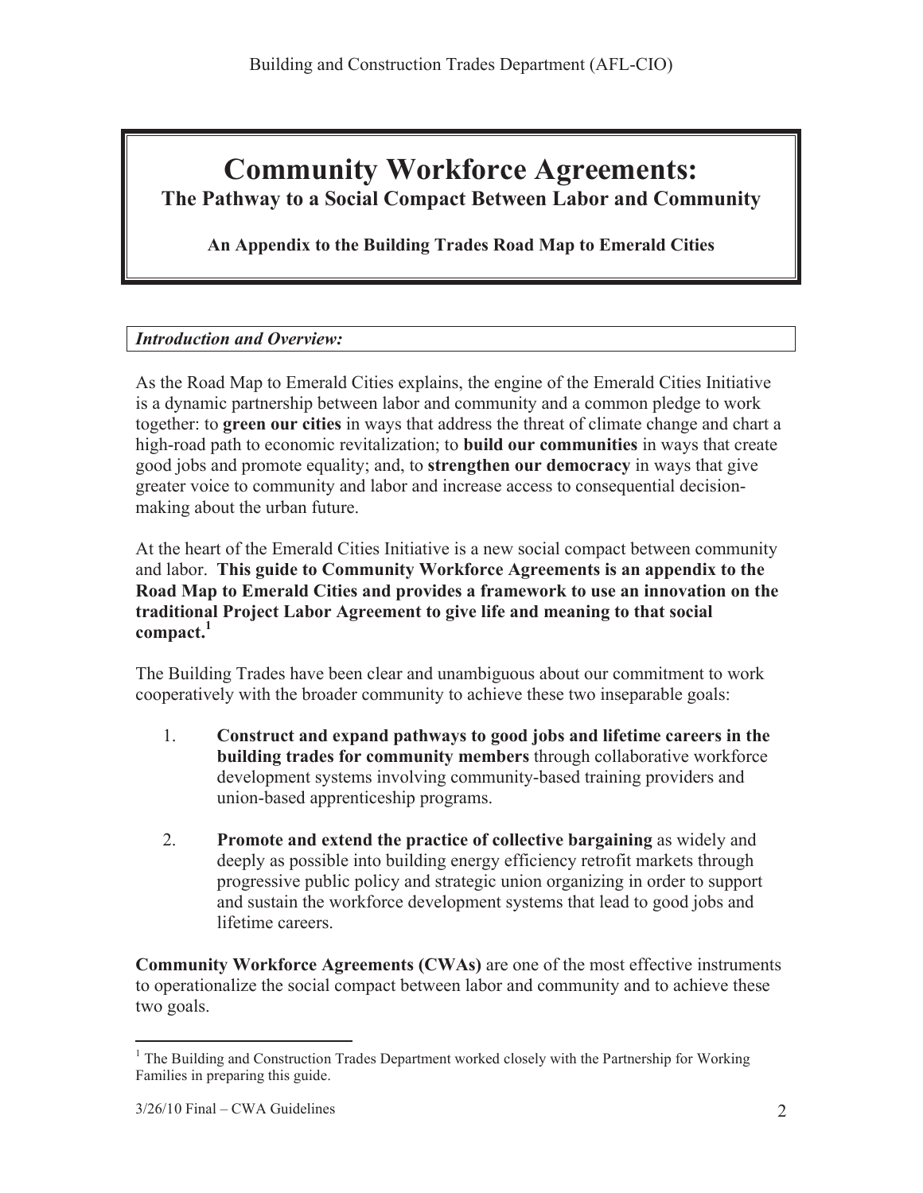# Community Workforce Agreements:

## The Pathway to a Social Compact Between Labor and Community

**An Appendix to the Building Trades Road Map to Emerald Cities**

***Introduction and Overview:***

As the Road Map to Emerald Cities explains, the engine of the Emerald Cities Initiative is a dynamic partnership between labor and community and a common pledge to work together: to **green our cities** in ways that address the threat of climate change and chart a high-road path to economic revitalization; to **build our communities** in ways that create good jobs and promote equality; and, to **strengthen our democracy** in ways that give greater voice to community and labor and increase access to consequential decision-making about the urban future.

At the heart of the Emerald Cities Initiative is a new social compact between community and labor. **This guide to Community Workforce Agreements is an appendix to the Road Map to Emerald Cities and provides a framework to use an innovation on the traditional Project Labor Agreement to give life and meaning to that social compact.**[1]

The Building Trades have been clear and unambiguous about our commitment to work cooperatively with the broader community to achieve these two inseparable goals:

1. **Construct and expand pathways to good jobs and lifetime careers in the building trades for community members** through collaborative workforce development systems involving community-based training providers and union-based apprenticeship programs.

2. **Promote and extend the practice of collective bargaining** as widely and deeply as possible into building energy efficiency retrofit markets through progressive public policy and strategic union organizing in order to support and sustain the workforce development systems that lead to good jobs and lifetime careers.

**Community Workforce Agreements (CWAs)** are one of the most effective instruments to operationalize the social compact between labor and community and to achieve these two goals.

---

[1] The Building and Construction Trades Department worked closely with the Partnership for Working Families in preparing this guide.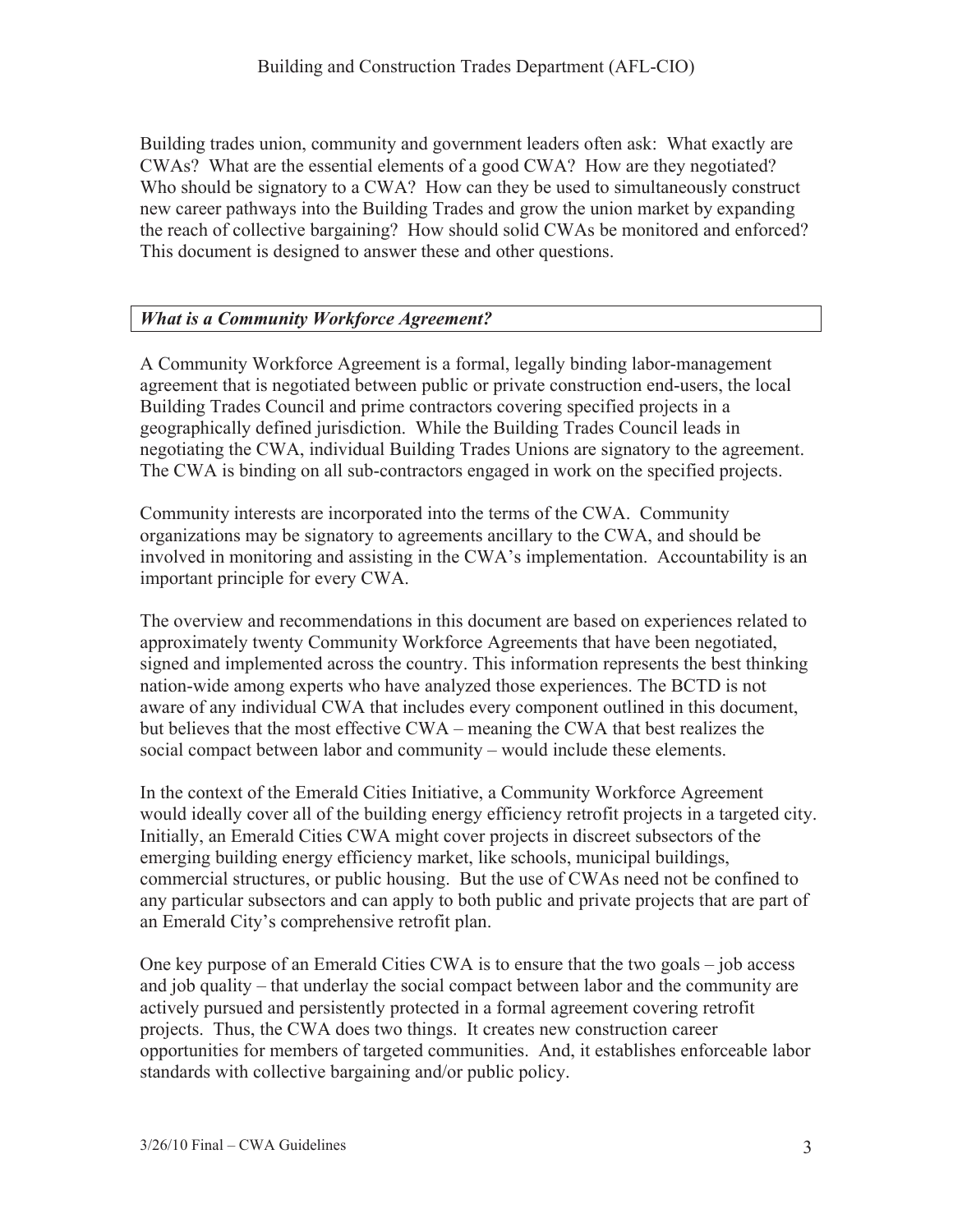Building trades union, community and government leaders often ask: What exactly are CWAs? What are the essential elements of a good CWA? How are they negotiated? Who should be signatory to a CWA? How can they be used to simultaneously construct new career pathways into the Building Trades and grow the union market by expanding the reach of collective bargaining? How should solid CWAs be monitored and enforced? This document is designed to answer these and other questions.

## *What is a Community Workforce Agreement?*

A Community Workforce Agreement is a formal, legally binding labor-management agreement that is negotiated between public or private construction end-users, the local Building Trades Council and prime contractors covering specified projects in a geographically defined jurisdiction. While the Building Trades Council leads in negotiating the CWA, individual Building Trades Unions are signatory to the agreement. The CWA is binding on all sub-contractors engaged in work on the specified projects.

Community interests are incorporated into the terms of the CWA. Community organizations may be signatory to agreements ancillary to the CWA, and should be involved in monitoring and assisting in the CWA's implementation. Accountability is an important principle for every CWA.

The overview and recommendations in this document are based on experiences related to approximately twenty Community Workforce Agreements that have been negotiated, signed and implemented across the country. This information represents the best thinking nation-wide among experts who have analyzed those experiences. The BCTD is not aware of any individual CWA that includes every component outlined in this document, but believes that the most effective CWA – meaning the CWA that best realizes the social compact between labor and community – would include these elements.

In the context of the Emerald Cities Initiative, a Community Workforce Agreement would ideally cover all of the building energy efficiency retrofit projects in a targeted city. Initially, an Emerald Cities CWA might cover projects in discreet subsectors of the emerging building energy efficiency market, like schools, municipal buildings, commercial structures, or public housing. But the use of CWAs need not be confined to any particular subsectors and can apply to both public and private projects that are part of an Emerald City's comprehensive retrofit plan.

One key purpose of an Emerald Cities CWA is to ensure that the two goals – job access and job quality – that underlay the social compact between labor and the community are actively pursued and persistently protected in a formal agreement covering retrofit projects. Thus, the CWA does two things. It creates new construction career opportunities for members of targeted communities. And, it establishes enforceable labor standards with collective bargaining and/or public policy.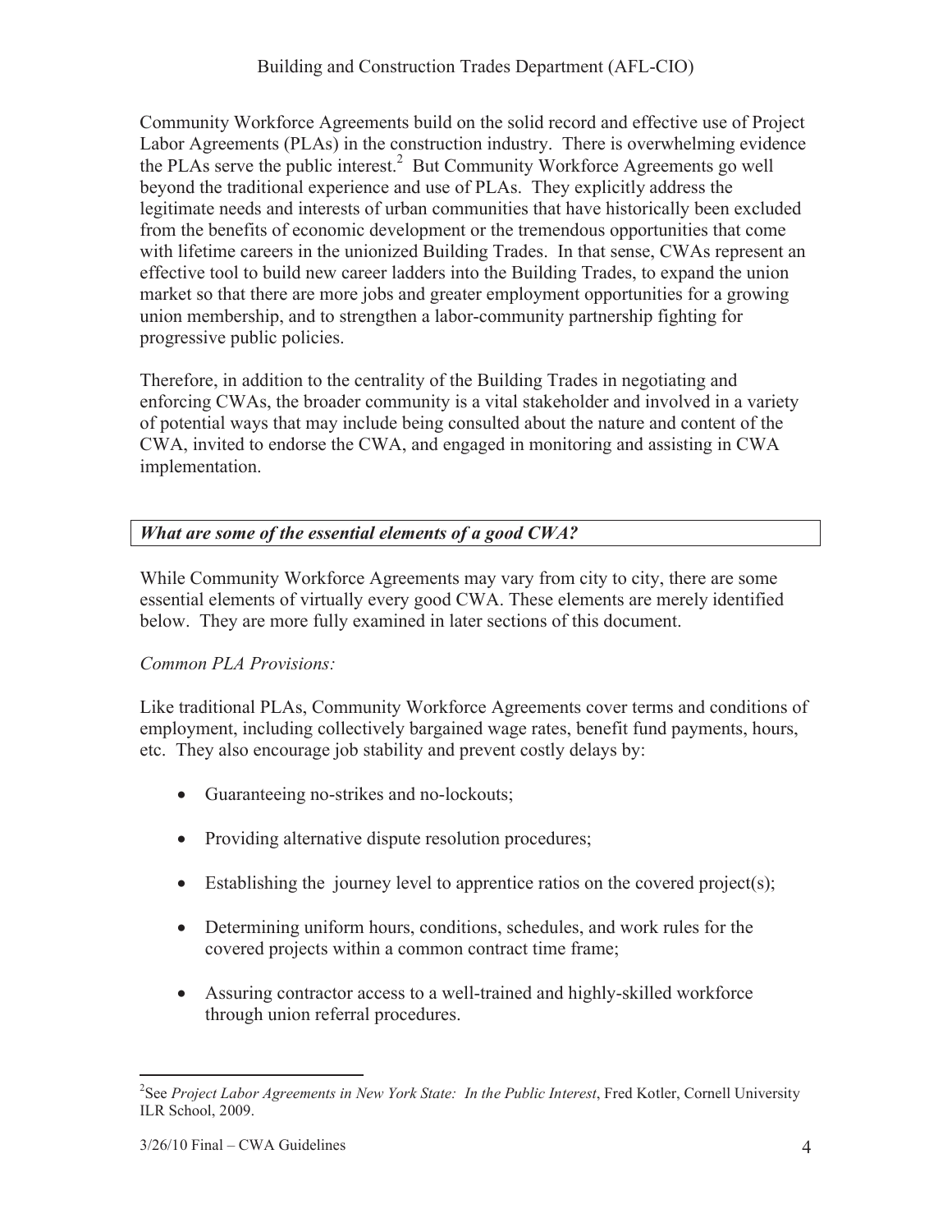Community Workforce Agreements build on the solid record and effective use of Project Labor Agreements (PLAs) in the construction industry. There is overwhelming evidence the PLAs serve the public interest.[2] But Community Workforce Agreements go well beyond the traditional experience and use of PLAs. They explicitly address the legitimate needs and interests of urban communities that have historically been excluded from the benefits of economic development or the tremendous opportunities that come with lifetime careers in the unionized Building Trades. In that sense, CWAs represent an effective tool to build new career ladders into the Building Trades, to expand the union market so that there are more jobs and greater employment opportunities for a growing union membership, and to strengthen a labor-community partnership fighting for progressive public policies.

Therefore, in addition to the centrality of the Building Trades in negotiating and enforcing CWAs, the broader community is a vital stakeholder and involved in a variety of potential ways that may include being consulted about the nature and content of the CWA, invited to endorse the CWA, and engaged in monitoring and assisting in CWA implementation.

### *What are some of the essential elements of a good CWA?*

While Community Workforce Agreements may vary from city to city, there are some essential elements of virtually every good CWA. These elements are merely identified below. They are more fully examined in later sections of this document.

*Common PLA Provisions:*

Like traditional PLAs, Community Workforce Agreements cover terms and conditions of employment, including collectively bargained wage rates, benefit fund payments, hours, etc. They also encourage job stability and prevent costly delays by:

- Guaranteeing no-strikes and no-lockouts;
- Providing alternative dispute resolution procedures;
- Establishing the journey level to apprentice ratios on the covered project(s);
- Determining uniform hours, conditions, schedules, and work rules for the covered projects within a common contract time frame;
- Assuring contractor access to a well-trained and highly-skilled workforce through union referral procedures.

[2] See *Project Labor Agreements in New York State: In the Public Interest*, Fred Kotler, Cornell University ILR School, 2009.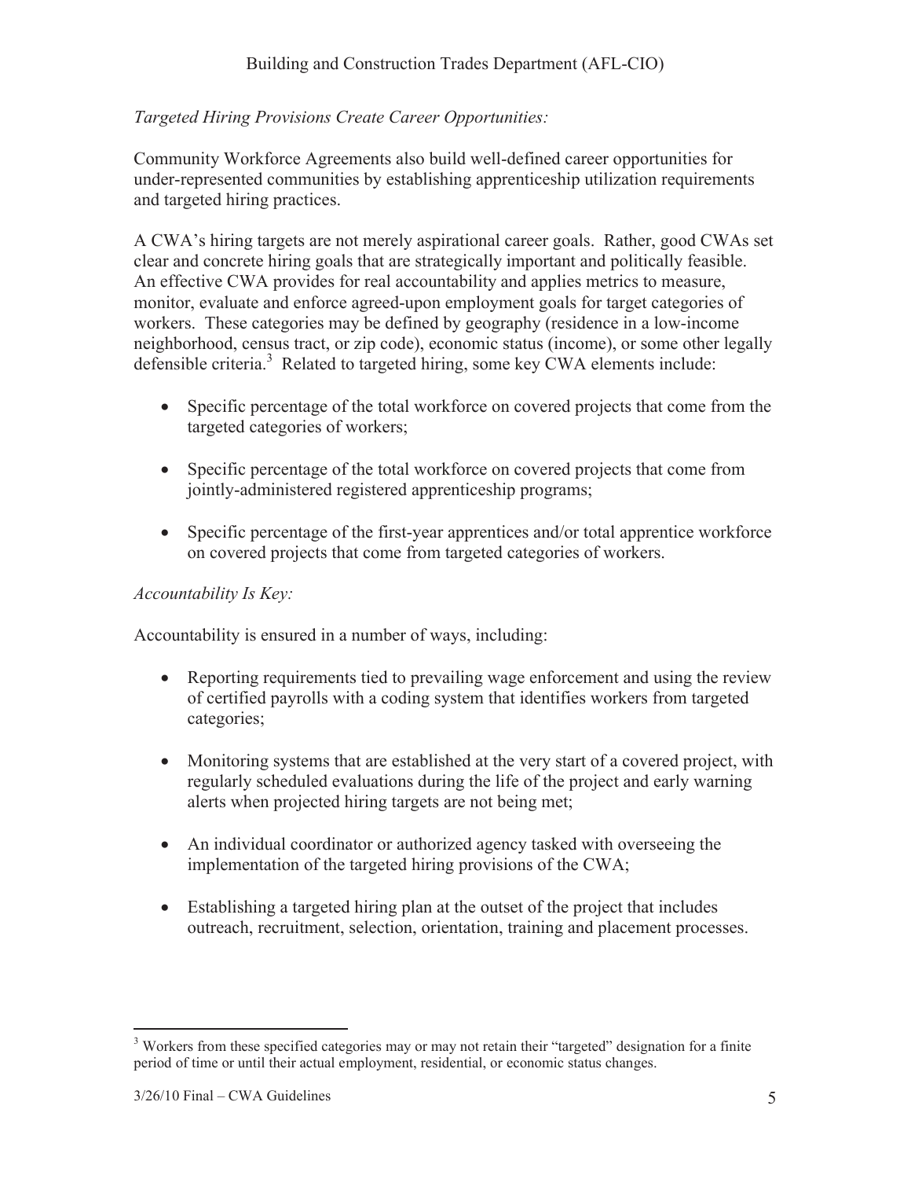*Targeted Hiring Provisions Create Career Opportunities:*

Community Workforce Agreements also build well-defined career opportunities for under-represented communities by establishing apprenticeship utilization requirements and targeted hiring practices.

A CWA's hiring targets are not merely aspirational career goals. Rather, good CWAs set clear and concrete hiring goals that are strategically important and politically feasible. An effective CWA provides for real accountability and applies metrics to measure, monitor, evaluate and enforce agreed-upon employment goals for target categories of workers. These categories may be defined by geography (residence in a low-income neighborhood, census tract, or zip code), economic status (income), or some other legally defensible criteria.[3] Related to targeted hiring, some key CWA elements include:

- Specific percentage of the total workforce on covered projects that come from the targeted categories of workers;
- Specific percentage of the total workforce on covered projects that come from jointly-administered registered apprenticeship programs;
- Specific percentage of the first-year apprentices and/or total apprentice workforce on covered projects that come from targeted categories of workers.

*Accountability Is Key:*

Accountability is ensured in a number of ways, including:

- Reporting requirements tied to prevailing wage enforcement and using the review of certified payrolls with a coding system that identifies workers from targeted categories;
- Monitoring systems that are established at the very start of a covered project, with regularly scheduled evaluations during the life of the project and early warning alerts when projected hiring targets are not being met;
- An individual coordinator or authorized agency tasked with overseeing the implementation of the targeted hiring provisions of the CWA;
- Establishing a targeted hiring plan at the outset of the project that includes outreach, recruitment, selection, orientation, training and placement processes.

[3] Workers from these specified categories may or may not retain their "targeted" designation for a finite period of time or until their actual employment, residential, or economic status changes.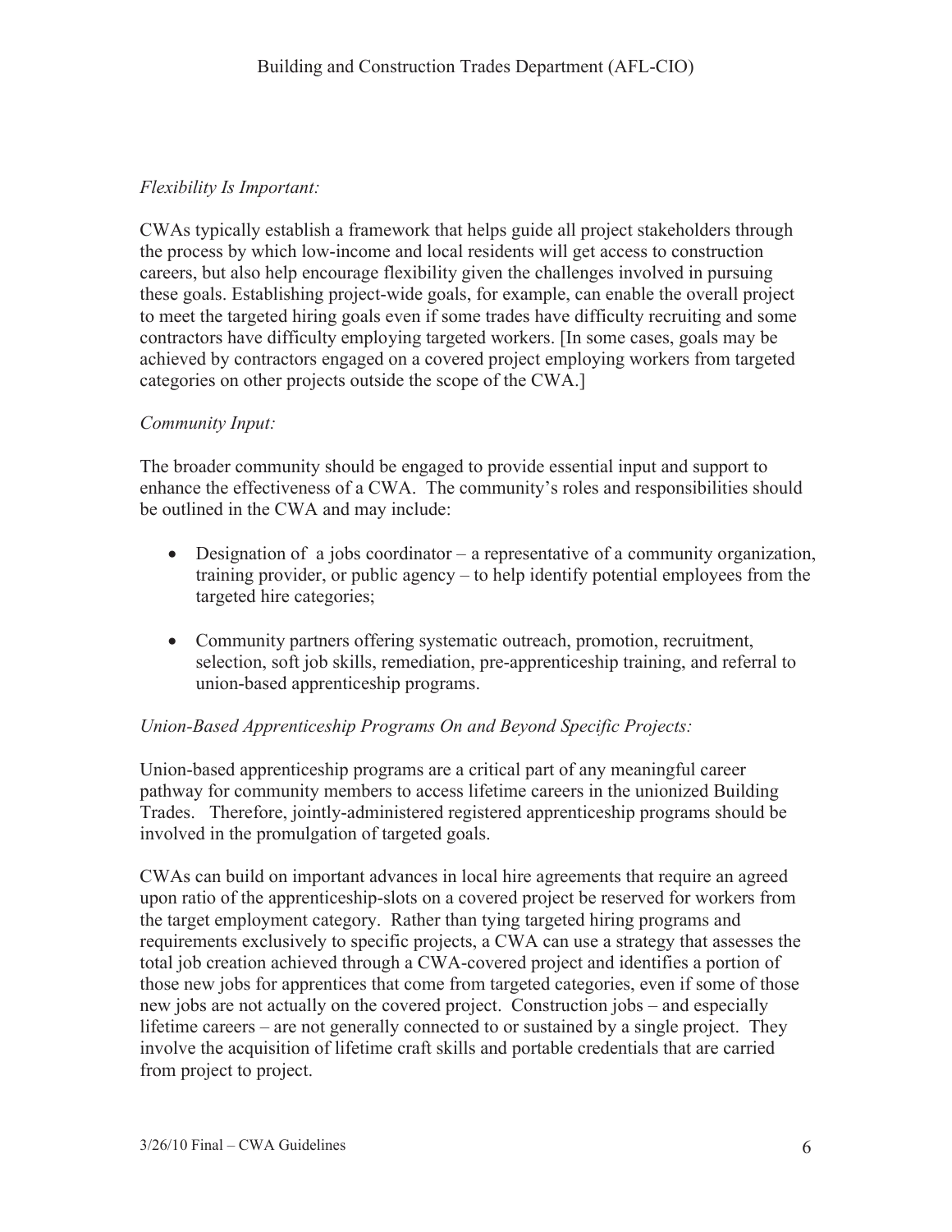*Flexibility Is Important:*

CWAs typically establish a framework that helps guide all project stakeholders through the process by which low-income and local residents will get access to construction careers, but also help encourage flexibility given the challenges involved in pursuing these goals. Establishing project-wide goals, for example, can enable the overall project to meet the targeted hiring goals even if some trades have difficulty recruiting and some contractors have difficulty employing targeted workers. [In some cases, goals may be achieved by contractors engaged on a covered project employing workers from targeted categories on other projects outside the scope of the CWA.]

*Community Input:*

The broader community should be engaged to provide essential input and support to enhance the effectiveness of a CWA. The community's roles and responsibilities should be outlined in the CWA and may include:

- Designation of a jobs coordinator – a representative of a community organization, training provider, or public agency – to help identify potential employees from the targeted hire categories;
- Community partners offering systematic outreach, promotion, recruitment, selection, soft job skills, remediation, pre-apprenticeship training, and referral to union-based apprenticeship programs.

*Union-Based Apprenticeship Programs On and Beyond Specific Projects:*

Union-based apprenticeship programs are a critical part of any meaningful career pathway for community members to access lifetime careers in the unionized Building Trades. Therefore, jointly-administered registered apprenticeship programs should be involved in the promulgation of targeted goals.

CWAs can build on important advances in local hire agreements that require an agreed upon ratio of the apprenticeship-slots on a covered project be reserved for workers from the target employment category. Rather than tying targeted hiring programs and requirements exclusively to specific projects, a CWA can use a strategy that assesses the total job creation achieved through a CWA-covered project and identifies a portion of those new jobs for apprentices that come from targeted categories, even if some of those new jobs are not actually on the covered project. Construction jobs – and especially lifetime careers – are not generally connected to or sustained by a single project. They involve the acquisition of lifetime craft skills and portable credentials that are carried from project to project.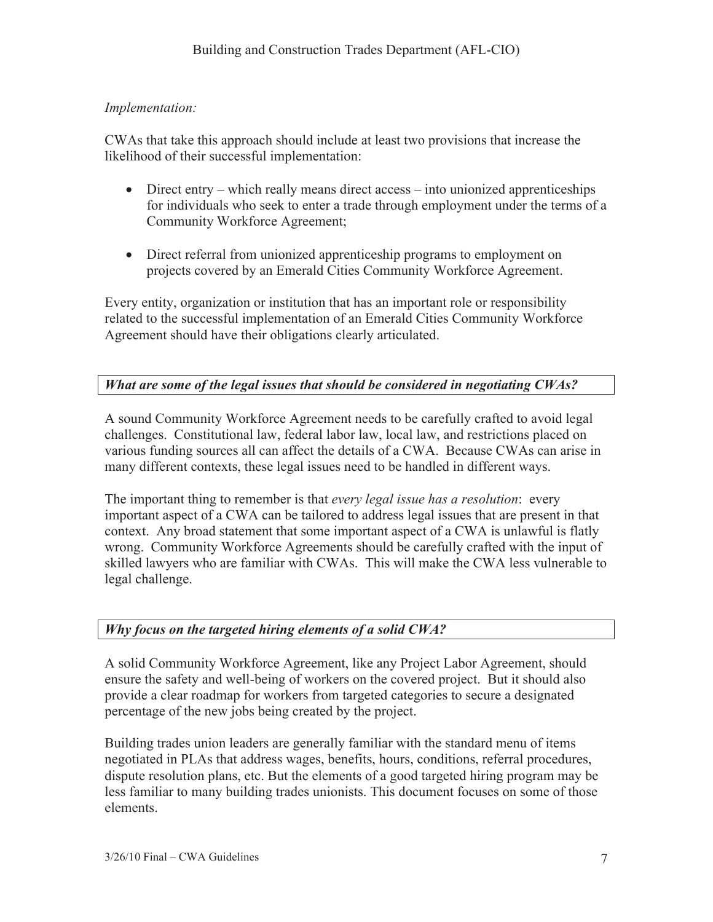*Implementation:*

CWAs that take this approach should include at least two provisions that increase the likelihood of their successful implementation:

- Direct entry – which really means direct access – into unionized apprenticeships for individuals who seek to enter a trade through employment under the terms of a Community Workforce Agreement;

- Direct referral from unionized apprenticeship programs to employment on projects covered by an Emerald Cities Community Workforce Agreement.

Every entity, organization or institution that has an important role or responsibility related to the successful implementation of an Emerald Cities Community Workforce Agreement should have their obligations clearly articulated.

### *What are some of the legal issues that should be considered in negotiating CWAs?*

A sound Community Workforce Agreement needs to be carefully crafted to avoid legal challenges. Constitutional law, federal labor law, local law, and restrictions placed on various funding sources all can affect the details of a CWA. Because CWAs can arise in many different contexts, these legal issues need to be handled in different ways.

The important thing to remember is that *every legal issue has a resolution*: every important aspect of a CWA can be tailored to address legal issues that are present in that context. Any broad statement that some important aspect of a CWA is unlawful is flatly wrong. Community Workforce Agreements should be carefully crafted with the input of skilled lawyers who are familiar with CWAs. This will make the CWA less vulnerable to legal challenge.

### *Why focus on the targeted hiring elements of a solid CWA?*

A solid Community Workforce Agreement, like any Project Labor Agreement, should ensure the safety and well-being of workers on the covered project. But it should also provide a clear roadmap for workers from targeted categories to secure a designated percentage of the new jobs being created by the project.

Building trades union leaders are generally familiar with the standard menu of items negotiated in PLAs that address wages, benefits, hours, conditions, referral procedures, dispute resolution plans, etc. But the elements of a good targeted hiring program may be less familiar to many building trades unionists. This document focuses on some of those elements.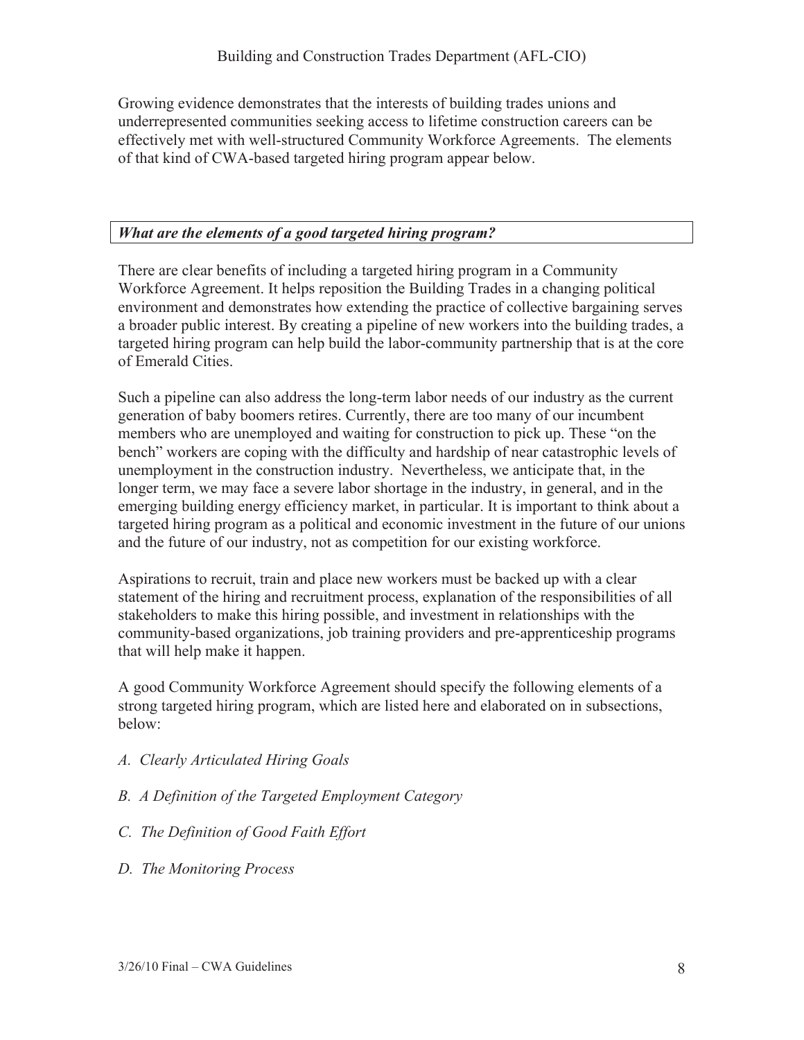Growing evidence demonstrates that the interests of building trades unions and underrepresented communities seeking access to lifetime construction careers can be effectively met with well-structured Community Workforce Agreements. The elements of that kind of CWA-based targeted hiring program appear below.

### *What are the elements of a good targeted hiring program?*

There are clear benefits of including a targeted hiring program in a Community Workforce Agreement. It helps reposition the Building Trades in a changing political environment and demonstrates how extending the practice of collective bargaining serves a broader public interest. By creating a pipeline of new workers into the building trades, a targeted hiring program can help build the labor-community partnership that is at the core of Emerald Cities.

Such a pipeline can also address the long-term labor needs of our industry as the current generation of baby boomers retires. Currently, there are too many of our incumbent members who are unemployed and waiting for construction to pick up. These "on the bench" workers are coping with the difficulty and hardship of near catastrophic levels of unemployment in the construction industry. Nevertheless, we anticipate that, in the longer term, we may face a severe labor shortage in the industry, in general, and in the emerging building energy efficiency market, in particular. It is important to think about a targeted hiring program as a political and economic investment in the future of our unions and the future of our industry, not as competition for our existing workforce.

Aspirations to recruit, train and place new workers must be backed up with a clear statement of the hiring and recruitment process, explanation of the responsibilities of all stakeholders to make this hiring possible, and investment in relationships with the community-based organizations, job training providers and pre-apprenticeship programs that will help make it happen.

A good Community Workforce Agreement should specify the following elements of a strong targeted hiring program, which are listed here and elaborated on in subsections, below:

*A. Clearly Articulated Hiring Goals*

*B. A Definition of the Targeted Employment Category*

*C. The Definition of Good Faith Effort*

*D. The Monitoring Process*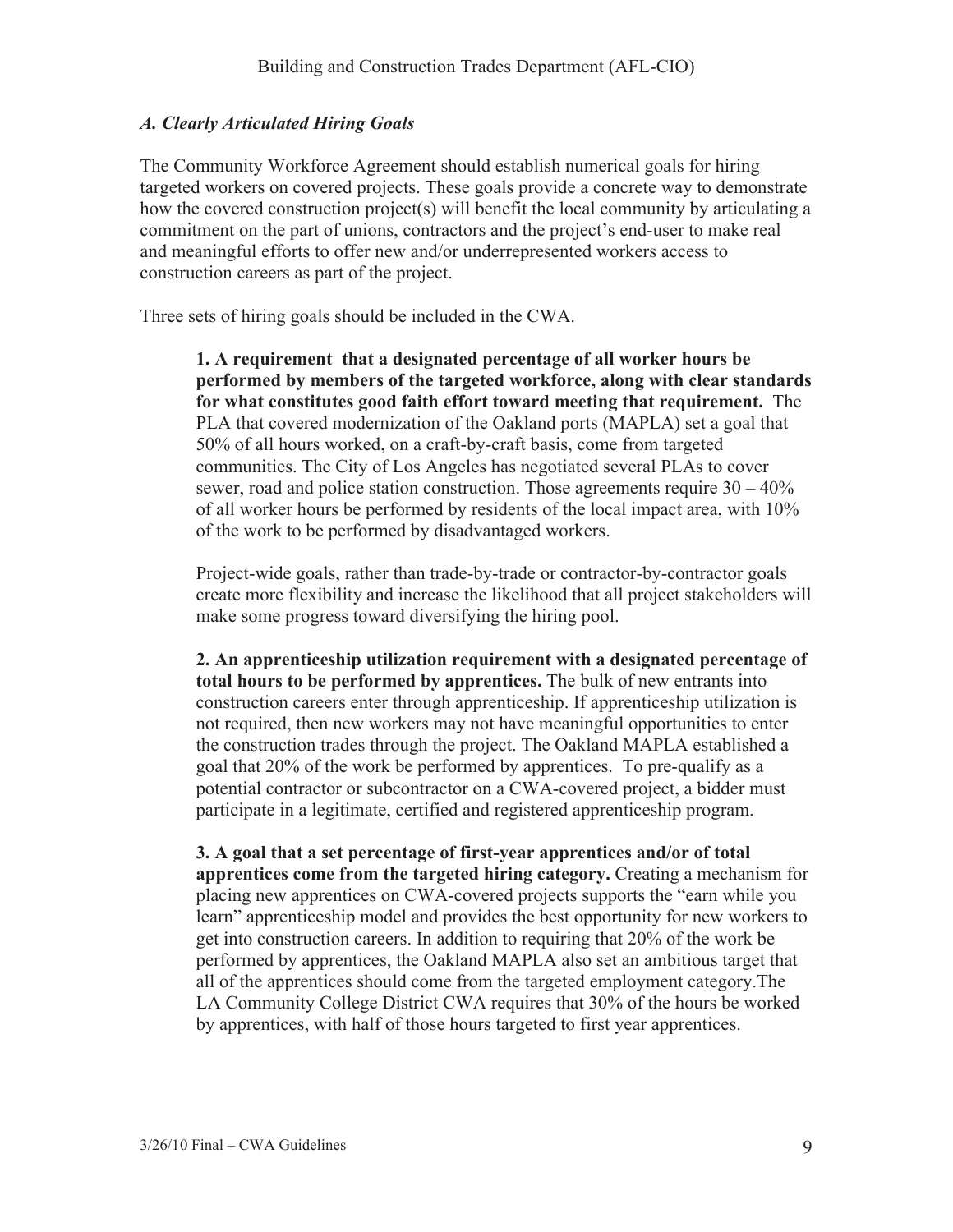### *A. Clearly Articulated Hiring Goals*

The Community Workforce Agreement should establish numerical goals for hiring targeted workers on covered projects. These goals provide a concrete way to demonstrate how the covered construction project(s) will benefit the local community by articulating a commitment on the part of unions, contractors and the project's end-user to make real and meaningful efforts to offer new and/or underrepresented workers access to construction careers as part of the project.

Three sets of hiring goals should be included in the CWA.

**1. A requirement that a designated percentage of all worker hours be performed by members of the targeted workforce, along with clear standards for what constitutes good faith effort toward meeting that requirement.** The PLA that covered modernization of the Oakland ports (MAPLA) set a goal that 50% of all hours worked, on a craft-by-craft basis, come from targeted communities. The City of Los Angeles has negotiated several PLAs to cover sewer, road and police station construction. Those agreements require 30 – 40% of all worker hours be performed by residents of the local impact area, with 10% of the work to be performed by disadvantaged workers.

Project-wide goals, rather than trade-by-trade or contractor-by-contractor goals create more flexibility and increase the likelihood that all project stakeholders will make some progress toward diversifying the hiring pool.

**2. An apprenticeship utilization requirement with a designated percentage of total hours to be performed by apprentices.** The bulk of new entrants into construction careers enter through apprenticeship. If apprenticeship utilization is not required, then new workers may not have meaningful opportunities to enter the construction trades through the project. The Oakland MAPLA established a goal that 20% of the work be performed by apprentices. To pre-qualify as a potential contractor or subcontractor on a CWA-covered project, a bidder must participate in a legitimate, certified and registered apprenticeship program.

**3. A goal that a set percentage of first-year apprentices and/or of total apprentices come from the targeted hiring category.** Creating a mechanism for placing new apprentices on CWA-covered projects supports the "earn while you learn" apprenticeship model and provides the best opportunity for new workers to get into construction careers. In addition to requiring that 20% of the work be performed by apprentices, the Oakland MAPLA also set an ambitious target that all of the apprentices should come from the targeted employment category.The LA Community College District CWA requires that 30% of the hours be worked by apprentices, with half of those hours targeted to first year apprentices.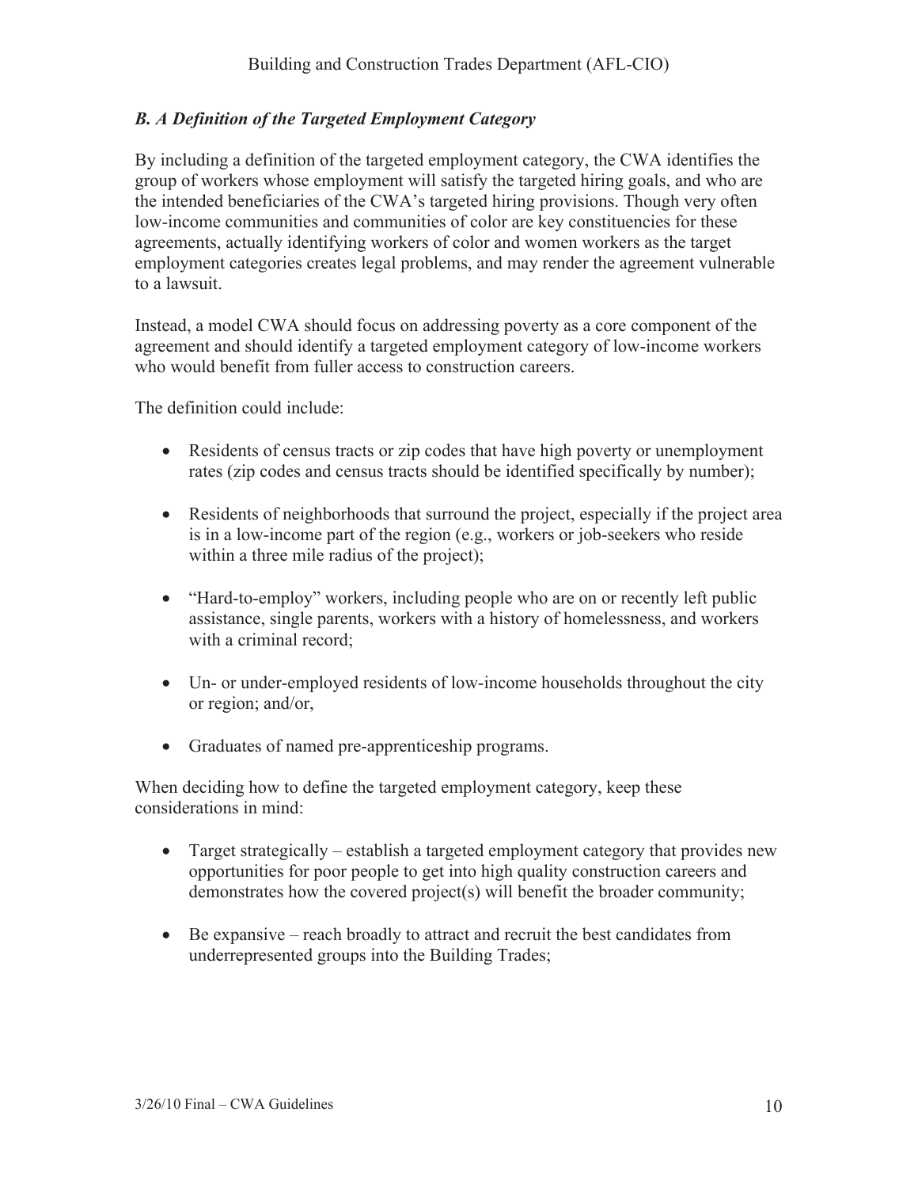### *B. A Definition of the Targeted Employment Category*

By including a definition of the targeted employment category, the CWA identifies the group of workers whose employment will satisfy the targeted hiring goals, and who are the intended beneficiaries of the CWA's targeted hiring provisions. Though very often low-income communities and communities of color are key constituencies for these agreements, actually identifying workers of color and women workers as the target employment categories creates legal problems, and may render the agreement vulnerable to a lawsuit.

Instead, a model CWA should focus on addressing poverty as a core component of the agreement and should identify a targeted employment category of low-income workers who would benefit from fuller access to construction careers.

The definition could include:

- Residents of census tracts or zip codes that have high poverty or unemployment rates (zip codes and census tracts should be identified specifically by number);
- Residents of neighborhoods that surround the project, especially if the project area is in a low-income part of the region (e.g., workers or job-seekers who reside within a three mile radius of the project);
- "Hard-to-employ" workers, including people who are on or recently left public assistance, single parents, workers with a history of homelessness, and workers with a criminal record;
- Un- or under-employed residents of low-income households throughout the city or region; and/or,
- Graduates of named pre-apprenticeship programs.

When deciding how to define the targeted employment category, keep these considerations in mind:

- Target strategically – establish a targeted employment category that provides new opportunities for poor people to get into high quality construction careers and demonstrates how the covered project(s) will benefit the broader community;
- Be expansive – reach broadly to attract and recruit the best candidates from underrepresented groups into the Building Trades;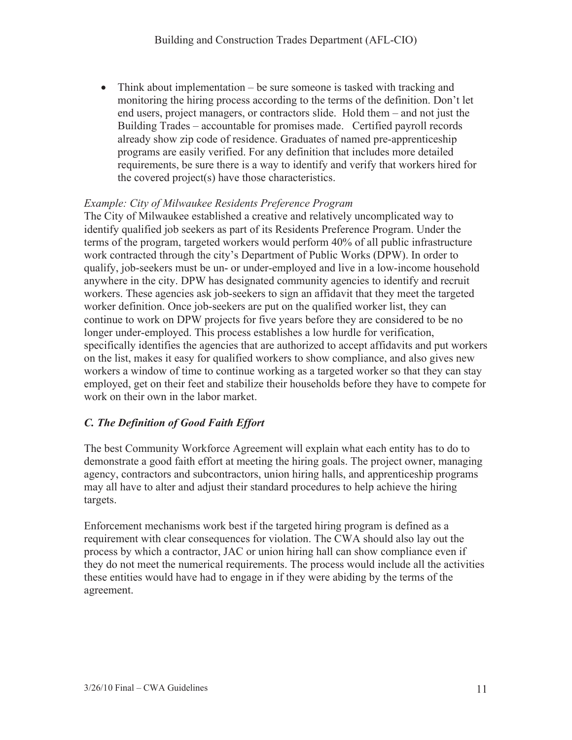- Think about implementation – be sure someone is tasked with tracking and monitoring the hiring process according to the terms of the definition. Don't let end users, project managers, or contractors slide. Hold them – and not just the Building Trades – accountable for promises made. Certified payroll records already show zip code of residence. Graduates of named pre-apprenticeship programs are easily verified. For any definition that includes more detailed requirements, be sure there is a way to identify and verify that workers hired for the covered project(s) have those characteristics.

*Example: City of Milwaukee Residents Preference Program*

The City of Milwaukee established a creative and relatively uncomplicated way to identify qualified job seekers as part of its Residents Preference Program. Under the terms of the program, targeted workers would perform 40% of all public infrastructure work contracted through the city's Department of Public Works (DPW). In order to qualify, job-seekers must be un- or under-employed and live in a low-income household anywhere in the city. DPW has designated community agencies to identify and recruit workers. These agencies ask job-seekers to sign an affidavit that they meet the targeted worker definition. Once job-seekers are put on the qualified worker list, they can continue to work on DPW projects for five years before they are considered to be no longer under-employed. This process establishes a low hurdle for verification, specifically identifies the agencies that are authorized to accept affidavits and put workers on the list, makes it easy for qualified workers to show compliance, and also gives new workers a window of time to continue working as a targeted worker so that they can stay employed, get on their feet and stabilize their households before they have to compete for work on their own in the labor market.

### *C. The Definition of Good Faith Effort*

The best Community Workforce Agreement will explain what each entity has to do to demonstrate a good faith effort at meeting the hiring goals. The project owner, managing agency, contractors and subcontractors, union hiring halls, and apprenticeship programs may all have to alter and adjust their standard procedures to help achieve the hiring targets.

Enforcement mechanisms work best if the targeted hiring program is defined as a requirement with clear consequences for violation. The CWA should also lay out the process by which a contractor, JAC or union hiring hall can show compliance even if they do not meet the numerical requirements. The process would include all the activities these entities would have had to engage in if they were abiding by the terms of the agreement.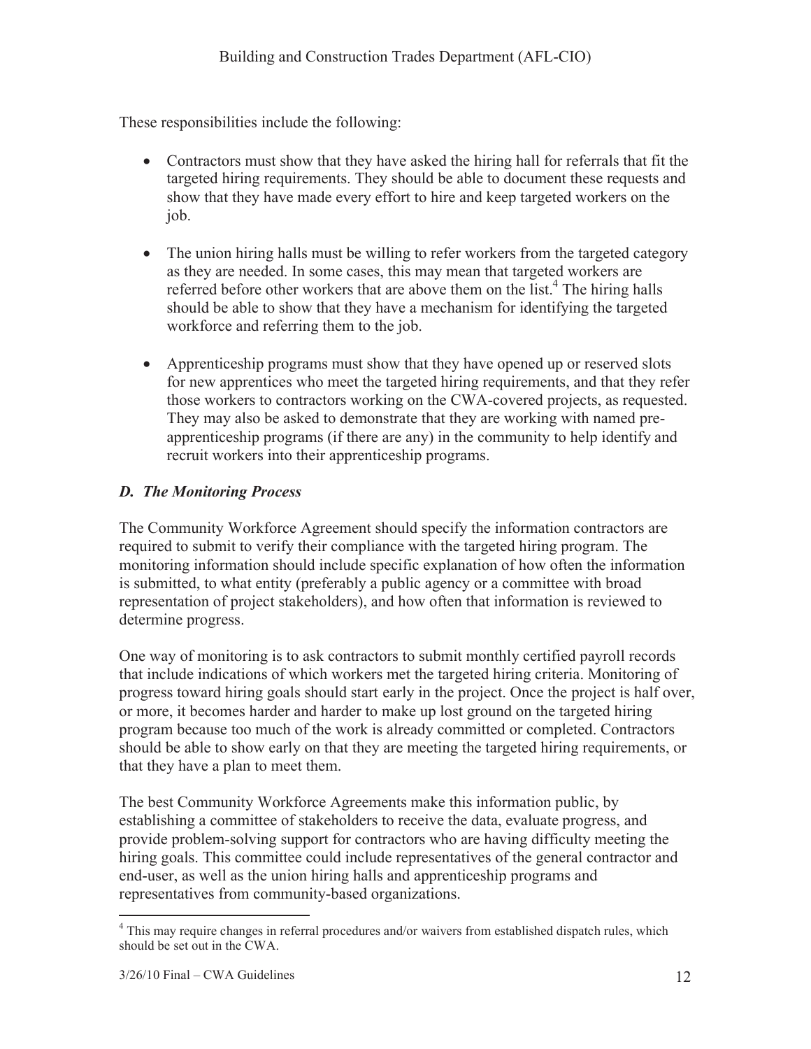These responsibilities include the following:

- Contractors must show that they have asked the hiring hall for referrals that fit the targeted hiring requirements. They should be able to document these requests and show that they have made every effort to hire and keep targeted workers on the job.
- The union hiring halls must be willing to refer workers from the targeted category as they are needed. In some cases, this may mean that targeted workers are referred before other workers that are above them on the list.[4] The hiring halls should be able to show that they have a mechanism for identifying the targeted workforce and referring them to the job.
- Apprenticeship programs must show that they have opened up or reserved slots for new apprentices who meet the targeted hiring requirements, and that they refer those workers to contractors working on the CWA-covered projects, as requested. They may also be asked to demonstrate that they are working with named pre-apprenticeship programs (if there are any) in the community to help identify and recruit workers into their apprenticeship programs.

### *D. The Monitoring Process*

The Community Workforce Agreement should specify the information contractors are required to submit to verify their compliance with the targeted hiring program. The monitoring information should include specific explanation of how often the information is submitted, to what entity (preferably a public agency or a committee with broad representation of project stakeholders), and how often that information is reviewed to determine progress.

One way of monitoring is to ask contractors to submit monthly certified payroll records that include indications of which workers met the targeted hiring criteria. Monitoring of progress toward hiring goals should start early in the project. Once the project is half over, or more, it becomes harder and harder to make up lost ground on the targeted hiring program because too much of the work is already committed or completed. Contractors should be able to show early on that they are meeting the targeted hiring requirements, or that they have a plan to meet them.

The best Community Workforce Agreements make this information public, by establishing a committee of stakeholders to receive the data, evaluate progress, and provide problem-solving support for contractors who are having difficulty meeting the hiring goals. This committee could include representatives of the general contractor and end-user, as well as the union hiring halls and apprenticeship programs and representatives from community-based organizations.

[4] This may require changes in referral procedures and/or waivers from established dispatch rules, which should be set out in the CWA.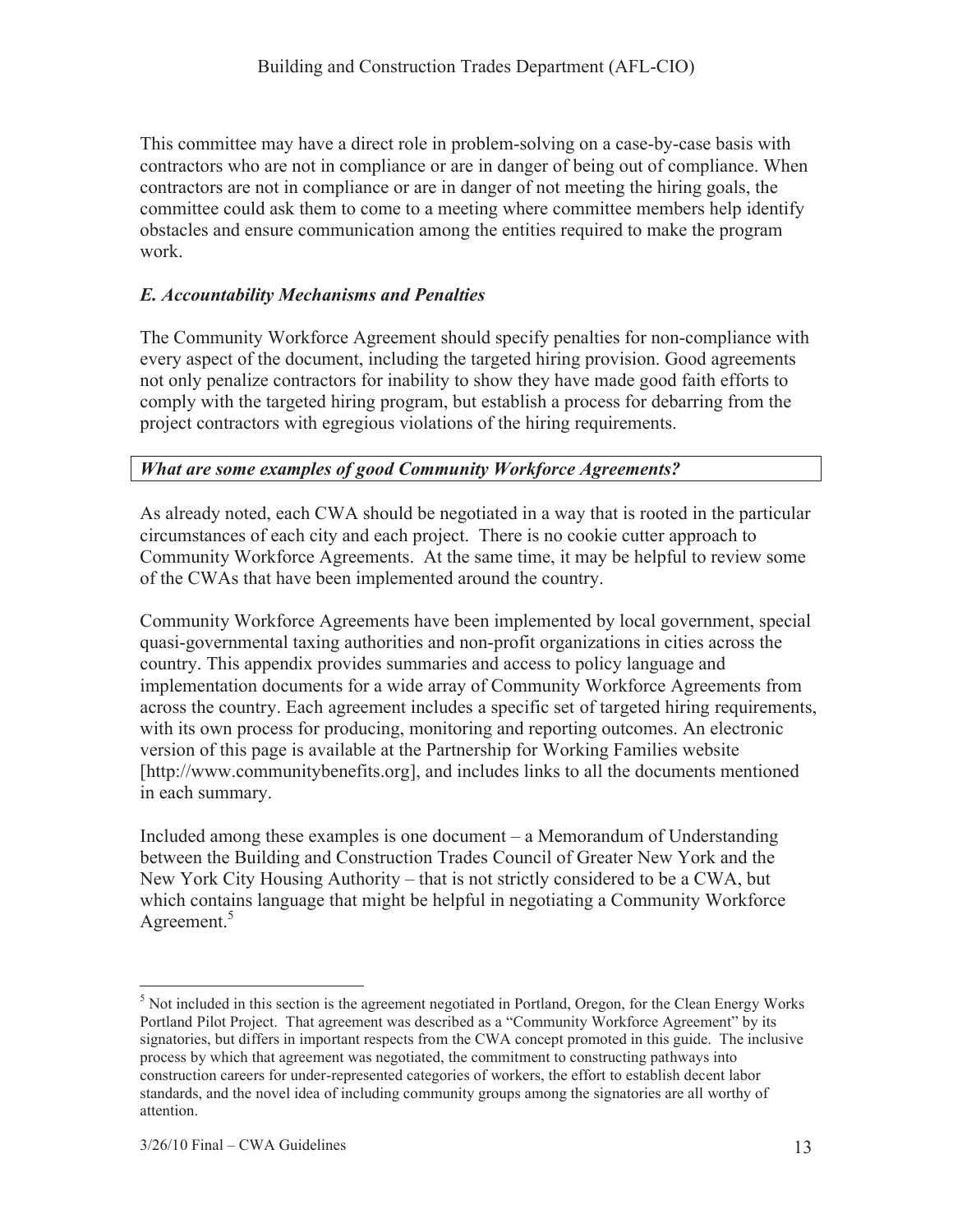This committee may have a direct role in problem-solving on a case-by-case basis with contractors who are not in compliance or are in danger of being out of compliance. When contractors are not in compliance or are in danger of not meeting the hiring goals, the committee could ask them to come to a meeting where committee members help identify obstacles and ensure communication among the entities required to make the program work.

### *E. Accountability Mechanisms and Penalties*

The Community Workforce Agreement should specify penalties for non-compliance with every aspect of the document, including the targeted hiring provision. Good agreements not only penalize contractors for inability to show they have made good faith efforts to comply with the targeted hiring program, but establish a process for debarring from the project contractors with egregious violations of the hiring requirements.

### *What are some examples of good Community Workforce Agreements?*

As already noted, each CWA should be negotiated in a way that is rooted in the particular circumstances of each city and each project. There is no cookie cutter approach to Community Workforce Agreements. At the same time, it may be helpful to review some of the CWAs that have been implemented around the country.

Community Workforce Agreements have been implemented by local government, special quasi-governmental taxing authorities and non-profit organizations in cities across the country. This appendix provides summaries and access to policy language and implementation documents for a wide array of Community Workforce Agreements from across the country. Each agreement includes a specific set of targeted hiring requirements, with its own process for producing, monitoring and reporting outcomes. An electronic version of this page is available at the Partnership for Working Families website [http://www.communitybenefits.org], and includes links to all the documents mentioned in each summary.

Included among these examples is one document – a Memorandum of Understanding between the Building and Construction Trades Council of Greater New York and the New York City Housing Authority – that is not strictly considered to be a CWA, but which contains language that might be helpful in negotiating a Community Workforce Agreement.[5]

---

[5] Not included in this section is the agreement negotiated in Portland, Oregon, for the Clean Energy Works Portland Pilot Project. That agreement was described as a "Community Workforce Agreement" by its signatories, but differs in important respects from the CWA concept promoted in this guide. The inclusive process by which that agreement was negotiated, the commitment to constructing pathways into construction careers for under-represented categories of workers, the effort to establish decent labor standards, and the novel idea of including community groups among the signatories are all worthy of attention.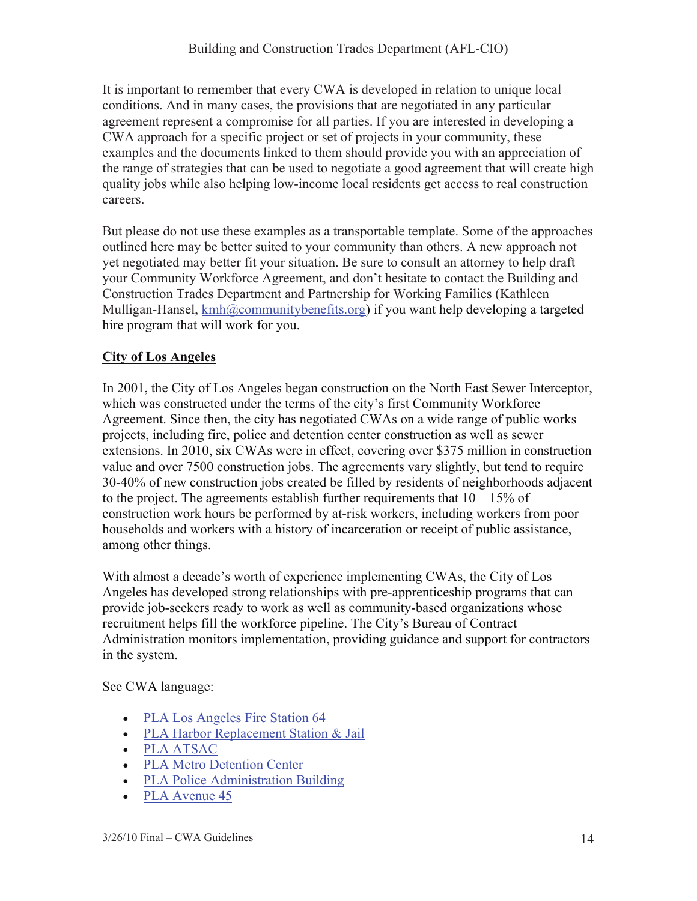It is important to remember that every CWA is developed in relation to unique local conditions. And in many cases, the provisions that are negotiated in any particular agreement represent a compromise for all parties. If you are interested in developing a CWA approach for a specific project or set of projects in your community, these examples and the documents linked to them should provide you with an appreciation of the range of strategies that can be used to negotiate a good agreement that will create high quality jobs while also helping low-income local residents get access to real construction careers.

But please do not use these examples as a transportable template. Some of the approaches outlined here may be better suited to your community than others. A new approach not yet negotiated may better fit your situation. Be sure to consult an attorney to help draft your Community Workforce Agreement, and don't hesitate to contact the Building and Construction Trades Department and Partnership for Working Families (Kathleen Mulligan-Hansel, kmh@communitybenefits.org) if you want help developing a targeted hire program that will work for you.

## City of Los Angeles

In 2001, the City of Los Angeles began construction on the North East Sewer Interceptor, which was constructed under the terms of the city's first Community Workforce Agreement. Since then, the city has negotiated CWAs on a wide range of public works projects, including fire, police and detention center construction as well as sewer extensions. In 2010, six CWAs were in effect, covering over $375 million in construction value and over 7500 construction jobs. The agreements vary slightly, but tend to require 30-40% of new construction jobs created be filled by residents of neighborhoods adjacent to the project. The agreements establish further requirements that 10 – 15% of construction work hours be performed by at-risk workers, including workers from poor households and workers with a history of incarceration or receipt of public assistance, among other things.

With almost a decade's worth of experience implementing CWAs, the City of Los Angeles has developed strong relationships with pre-apprenticeship programs that can provide job-seekers ready to work as well as community-based organizations whose recruitment helps fill the workforce pipeline. The City's Bureau of Contract Administration monitors implementation, providing guidance and support for contractors in the system.

See CWA language:

- PLA Los Angeles Fire Station 64
- PLA Harbor Replacement Station & Jail
- PLA ATSAC
- PLA Metro Detention Center
- PLA Police Administration Building
- PLA Avenue 45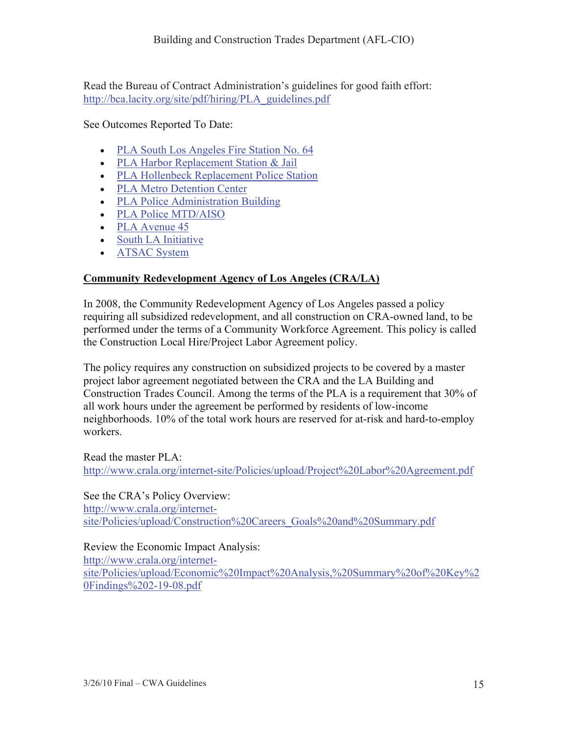Read the Bureau of Contract Administration's guidelines for good faith effort:
http://bca.lacity.org/site/pdf/hiring/PLA_guidelines.pdf

See Outcomes Reported To Date:

- PLA South Los Angeles Fire Station No. 64
- PLA Harbor Replacement Station & Jail
- PLA Hollenbeck Replacement Police Station
- PLA Metro Detention Center
- PLA Police Administration Building
- PLA Police MTD/AISO
- PLA Avenue 45
- South LA Initiative
- ATSAC System

**Community Redevelopment Agency of Los Angeles (CRA/LA)**

In 2008, the Community Redevelopment Agency of Los Angeles passed a policy requiring all subsidized redevelopment, and all construction on CRA-owned land, to be performed under the terms of a Community Workforce Agreement. This policy is called the Construction Local Hire/Project Labor Agreement policy.

The policy requires any construction on subsidized projects to be covered by a master project labor agreement negotiated between the CRA and the LA Building and Construction Trades Council. Among the terms of the PLA is a requirement that 30% of all work hours under the agreement be performed by residents of low-income neighborhoods. 10% of the total work hours are reserved for at-risk and hard-to-employ workers.

Read the master PLA:
http://www.crala.org/internet-site/Policies/upload/Project%20Labor%20Agreement.pdf

See the CRA's Policy Overview:
http://www.crala.org/internet-site/Policies/upload/Construction%20Careers_Goals%20and%20Summary.pdf

Review the Economic Impact Analysis:
http://www.crala.org/internet-site/Policies/upload/Economic%20Impact%20Analysis,%20Summary%20of%20Key%20Findings%202-19-08.pdf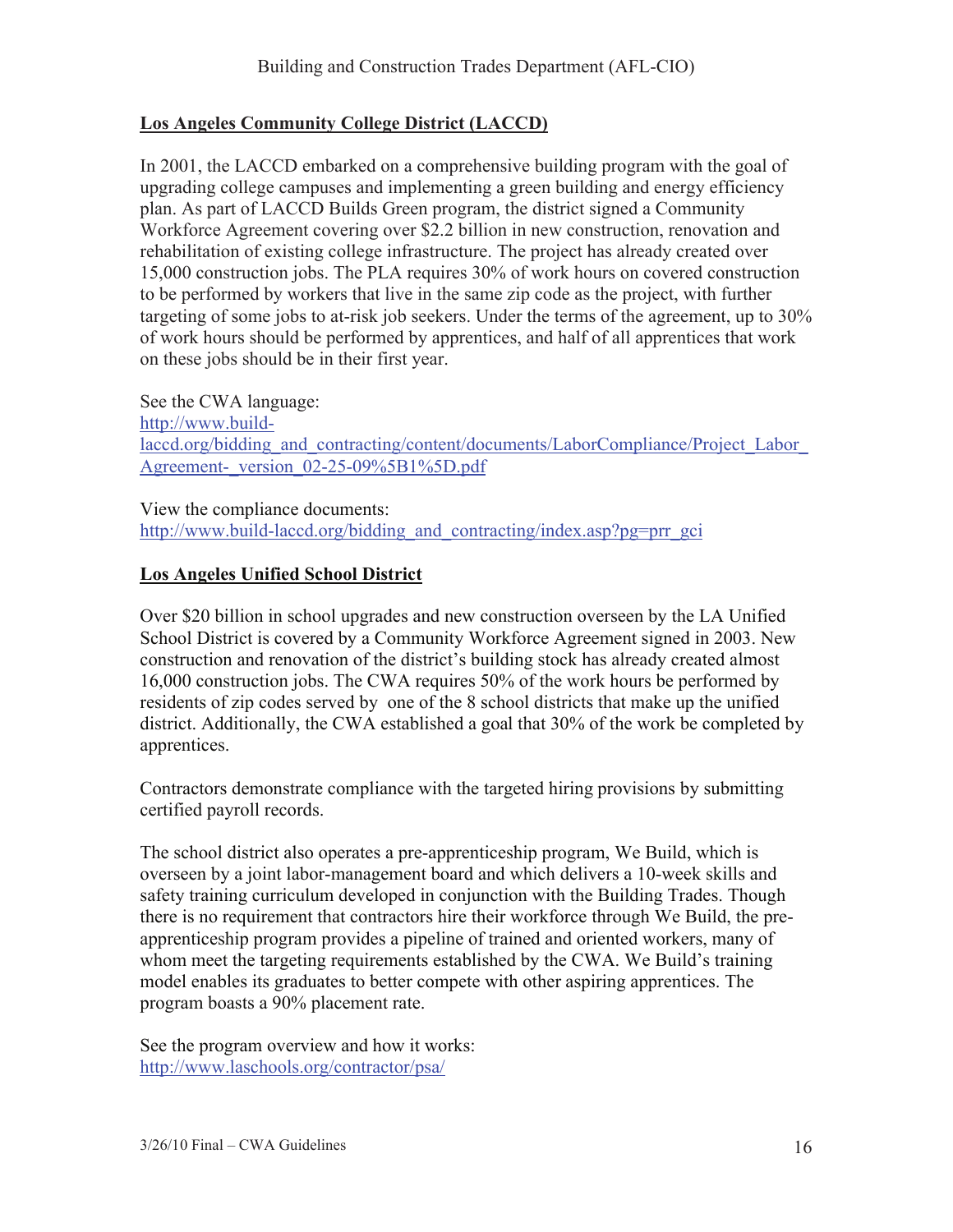## Los Angeles Community College District (LACCD)

In 2001, the LACCD embarked on a comprehensive building program with the goal of upgrading college campuses and implementing a green building and energy efficiency plan. As part of LACCD Builds Green program, the district signed a Community Workforce Agreement covering over $2.2 billion in new construction, renovation and rehabilitation of existing college infrastructure. The project has already created over 15,000 construction jobs. The PLA requires 30% of work hours on covered construction to be performed by workers that live in the same zip code as the project, with further targeting of some jobs to at-risk job seekers. Under the terms of the agreement, up to 30% of work hours should be performed by apprentices, and half of all apprentices that work on these jobs should be in their first year.

See the CWA language:
http://www.build-laccd.org/bidding_and_contracting/content/documents/LaborCompliance/Project_Labor_Agreement-_version_02-25-09%5B1%5D.pdf

View the compliance documents:
http://www.build-laccd.org/bidding_and_contracting/index.asp?pg=prr_gci

## Los Angeles Unified School District

Over $20 billion in school upgrades and new construction overseen by the LA Unified School District is covered by a Community Workforce Agreement signed in 2003. New construction and renovation of the district's building stock has already created almost 16,000 construction jobs. The CWA requires 50% of the work hours be performed by residents of zip codes served by one of the 8 school districts that make up the unified district. Additionally, the CWA established a goal that 30% of the work be completed by apprentices.

Contractors demonstrate compliance with the targeted hiring provisions by submitting certified payroll records.

The school district also operates a pre-apprenticeship program, We Build, which is overseen by a joint labor-management board and which delivers a 10-week skills and safety training curriculum developed in conjunction with the Building Trades. Though there is no requirement that contractors hire their workforce through We Build, the pre-apprenticeship program provides a pipeline of trained and oriented workers, many of whom meet the targeting requirements established by the CWA. We Build's training model enables its graduates to better compete with other aspiring apprentices. The program boasts a 90% placement rate.

See the program overview and how it works:
http://www.laschools.org/contractor/psa/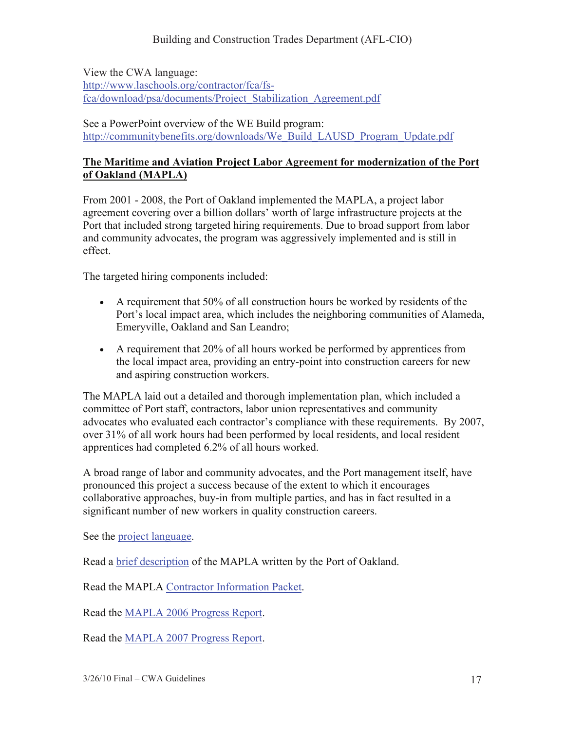View the CWA language:
http://www.laschools.org/contractor/fca/fs-fca/download/psa/documents/Project_Stabilization_Agreement.pdf

See a PowerPoint overview of the WE Build program:
http://communitybenefits.org/downloads/We_Build_LAUSD_Program_Update.pdf

**The Maritime and Aviation Project Labor Agreement for modernization of the Port of Oakland (MAPLA)**

From 2001 - 2008, the Port of Oakland implemented the MAPLA, a project labor agreement covering over a billion dollars' worth of large infrastructure projects at the Port that included strong targeted hiring requirements. Due to broad support from labor and community advocates, the program was aggressively implemented and is still in effect.

The targeted hiring components included:

- A requirement that 50% of all construction hours be worked by residents of the Port's local impact area, which includes the neighboring communities of Alameda, Emeryville, Oakland and San Leandro;
- A requirement that 20% of all hours worked be performed by apprentices from the local impact area, providing an entry-point into construction careers for new and aspiring construction workers.

The MAPLA laid out a detailed and thorough implementation plan, which included a committee of Port staff, contractors, labor union representatives and community advocates who evaluated each contractor's compliance with these requirements. By 2007, over 31% of all work hours had been performed by local residents, and local resident apprentices had completed 6.2% of all hours worked.

A broad range of labor and community advocates, and the Port management itself, have pronounced this project a success because of the extent to which it encourages collaborative approaches, buy-in from multiple parties, and has in fact resulted in a significant number of new workers in quality construction careers.

See the project language.

Read a brief description of the MAPLA written by the Port of Oakland.

Read the MAPLA Contractor Information Packet.

Read the MAPLA 2006 Progress Report.

Read the MAPLA 2007 Progress Report.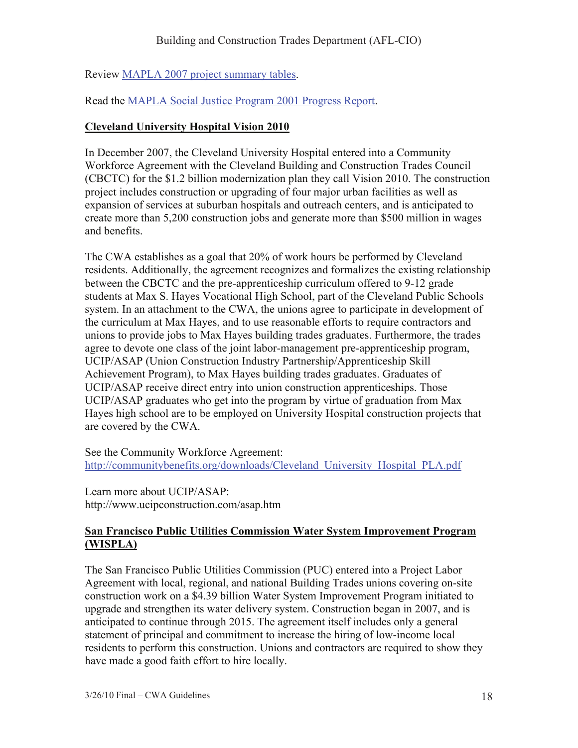Review [MAPLA 2007 project summary tables](#).

Read the [MAPLA Social Justice Program 2001 Progress Report](#).

## Cleveland University Hospital Vision 2010

In December 2007, the Cleveland University Hospital entered into a Community Workforce Agreement with the Cleveland Building and Construction Trades Council (CBCTC) for the $1.2 billion modernization plan they call Vision 2010. The construction project includes construction or upgrading of four major urban facilities as well as expansion of services at suburban hospitals and outreach centers, and is anticipated to create more than 5,200 construction jobs and generate more than $500 million in wages and benefits.

The CWA establishes as a goal that 20% of work hours be performed by Cleveland residents. Additionally, the agreement recognizes and formalizes the existing relationship between the CBCTC and the pre-apprenticeship curriculum offered to 9-12 grade students at Max S. Hayes Vocational High School, part of the Cleveland Public Schools system. In an attachment to the CWA, the unions agree to participate in development of the curriculum at Max Hayes, and to use reasonable efforts to require contractors and unions to provide jobs to Max Hayes building trades graduates. Furthermore, the trades agree to devote one class of the joint labor-management pre-apprenticeship program, UCIP/ASAP (Union Construction Industry Partnership/Apprenticeship Skill Achievement Program), to Max Hayes building trades graduates. Graduates of UCIP/ASAP receive direct entry into union construction apprenticeships. Those UCIP/ASAP graduates who get into the program by virtue of graduation from Max Hayes high school are to be employed on University Hospital construction projects that are covered by the CWA.

See the Community Workforce Agreement:
[http://communitybenefits.org/downloads/Cleveland_University_Hospital_PLA.pdf](http://communitybenefits.org/downloads/Cleveland_University_Hospital_PLA.pdf)

Learn more about UCIP/ASAP:
http://www.ucipconstruction.com/asap.htm

## San Francisco Public Utilities Commission Water System Improvement Program (WISPLA)

The San Francisco Public Utilities Commission (PUC) entered into a Project Labor Agreement with local, regional, and national Building Trades unions covering on-site construction work on a $4.39 billion Water System Improvement Program initiated to upgrade and strengthen its water delivery system. Construction began in 2007, and is anticipated to continue through 2015. The agreement itself includes only a general statement of principal and commitment to increase the hiring of low-income local residents to perform this construction. Unions and contractors are required to show they have made a good faith effort to hire locally.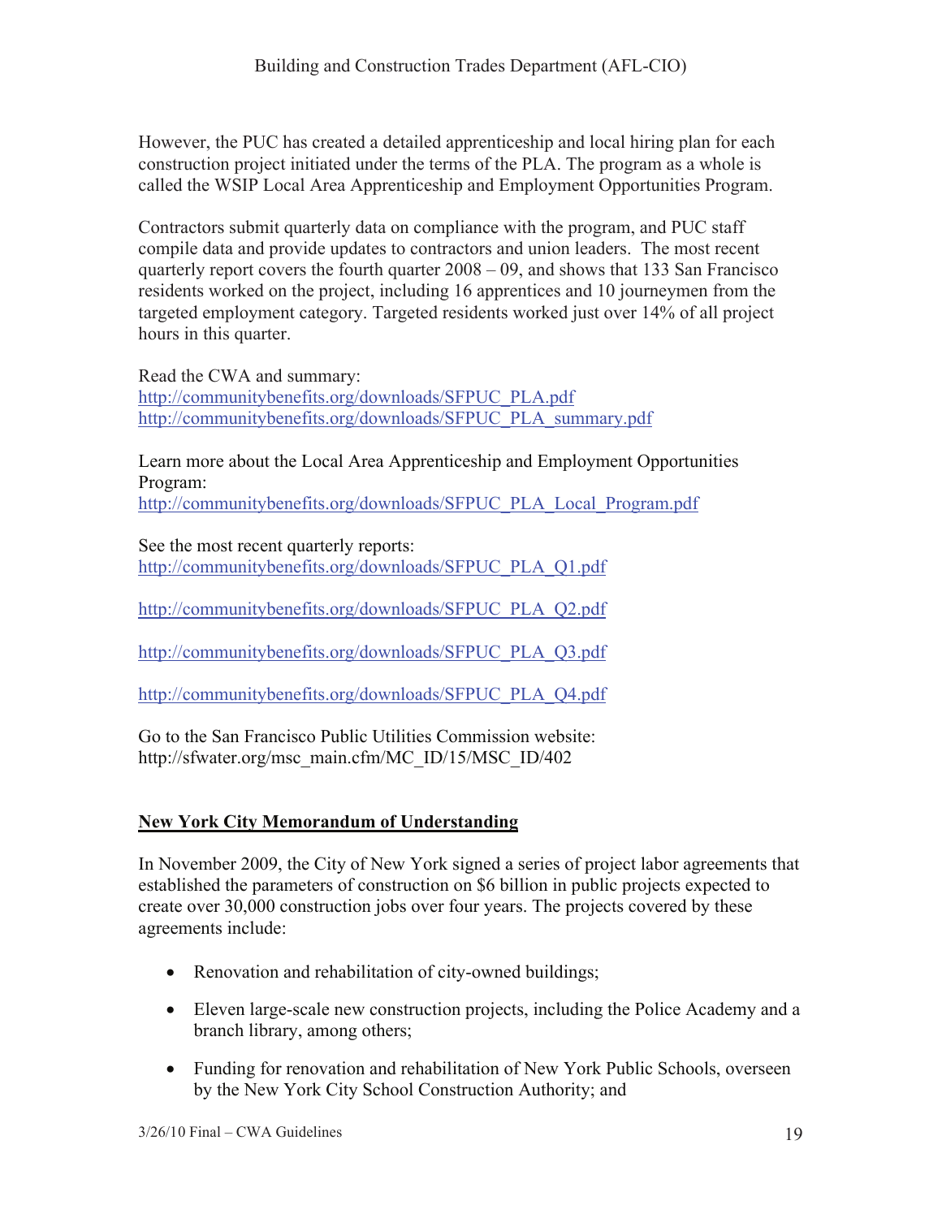However, the PUC has created a detailed apprenticeship and local hiring plan for each construction project initiated under the terms of the PLA. The program as a whole is called the WSIP Local Area Apprenticeship and Employment Opportunities Program.

Contractors submit quarterly data on compliance with the program, and PUC staff compile data and provide updates to contractors and union leaders. The most recent quarterly report covers the fourth quarter 2008 – 09, and shows that 133 San Francisco residents worked on the project, including 16 apprentices and 10 journeymen from the targeted employment category. Targeted residents worked just over 14% of all project hours in this quarter.

Read the CWA and summary:
http://communitybenefits.org/downloads/SFPUC_PLA.pdf
http://communitybenefits.org/downloads/SFPUC_PLA_summary.pdf

Learn more about the Local Area Apprenticeship and Employment Opportunities Program:
http://communitybenefits.org/downloads/SFPUC_PLA_Local_Program.pdf

See the most recent quarterly reports:
http://communitybenefits.org/downloads/SFPUC_PLA_Q1.pdf

http://communitybenefits.org/downloads/SFPUC_PLA_Q2.pdf

http://communitybenefits.org/downloads/SFPUC_PLA_Q3.pdf

http://communitybenefits.org/downloads/SFPUC_PLA_Q4.pdf

Go to the San Francisco Public Utilities Commission website:
http://sfwater.org/msc_main.cfm/MC_ID/15/MSC_ID/402

## New York City Memorandum of Understanding

In November 2009, the City of New York signed a series of project labor agreements that established the parameters of construction on $6 billion in public projects expected to create over 30,000 construction jobs over four years. The projects covered by these agreements include:

- Renovation and rehabilitation of city-owned buildings;
- Eleven large-scale new construction projects, including the Police Academy and a branch library, among others;
- Funding for renovation and rehabilitation of New York Public Schools, overseen by the New York City School Construction Authority; and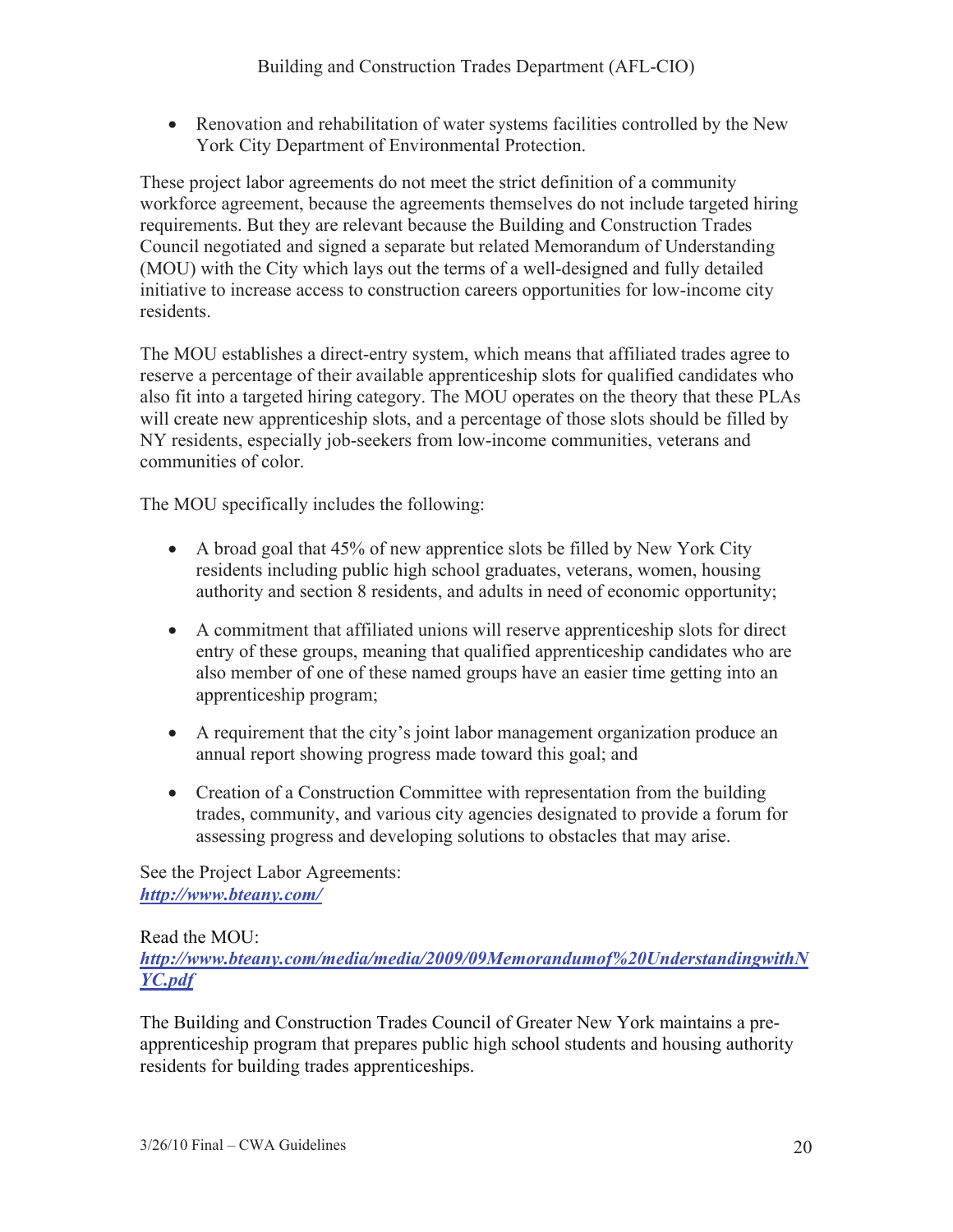- Renovation and rehabilitation of water systems facilities controlled by the New York City Department of Environmental Protection.

These project labor agreements do not meet the strict definition of a community workforce agreement, because the agreements themselves do not include targeted hiring requirements. But they are relevant because the Building and Construction Trades Council negotiated and signed a separate but related Memorandum of Understanding (MOU) with the City which lays out the terms of a well-designed and fully detailed initiative to increase access to construction careers opportunities for low-income city residents.

The MOU establishes a direct-entry system, which means that affiliated trades agree to reserve a percentage of their available apprenticeship slots for qualified candidates who also fit into a targeted hiring category. The MOU operates on the theory that these PLAs will create new apprenticeship slots, and a percentage of those slots should be filled by NY residents, especially job-seekers from low-income communities, veterans and communities of color.

The MOU specifically includes the following:

- A broad goal that 45% of new apprentice slots be filled by New York City residents including public high school graduates, veterans, women, housing authority and section 8 residents, and adults in need of economic opportunity;
- A commitment that affiliated unions will reserve apprenticeship slots for direct entry of these groups, meaning that qualified apprenticeship candidates who are also member of one of these named groups have an easier time getting into an apprenticeship program;
- A requirement that the city's joint labor management organization produce an annual report showing progress made toward this goal; and
- Creation of a Construction Committee with representation from the building trades, community, and various city agencies designated to provide a forum for assessing progress and developing solutions to obstacles that may arise.

See the Project Labor Agreements:
***http://www.bteany.com/***

Read the MOU:
***http://www.bteany.com/media/media/2009/09Memorandumof%20UnderstandingwithNYC.pdf***

The Building and Construction Trades Council of Greater New York maintains a pre-apprenticeship program that prepares public high school students and housing authority residents for building trades apprenticeships.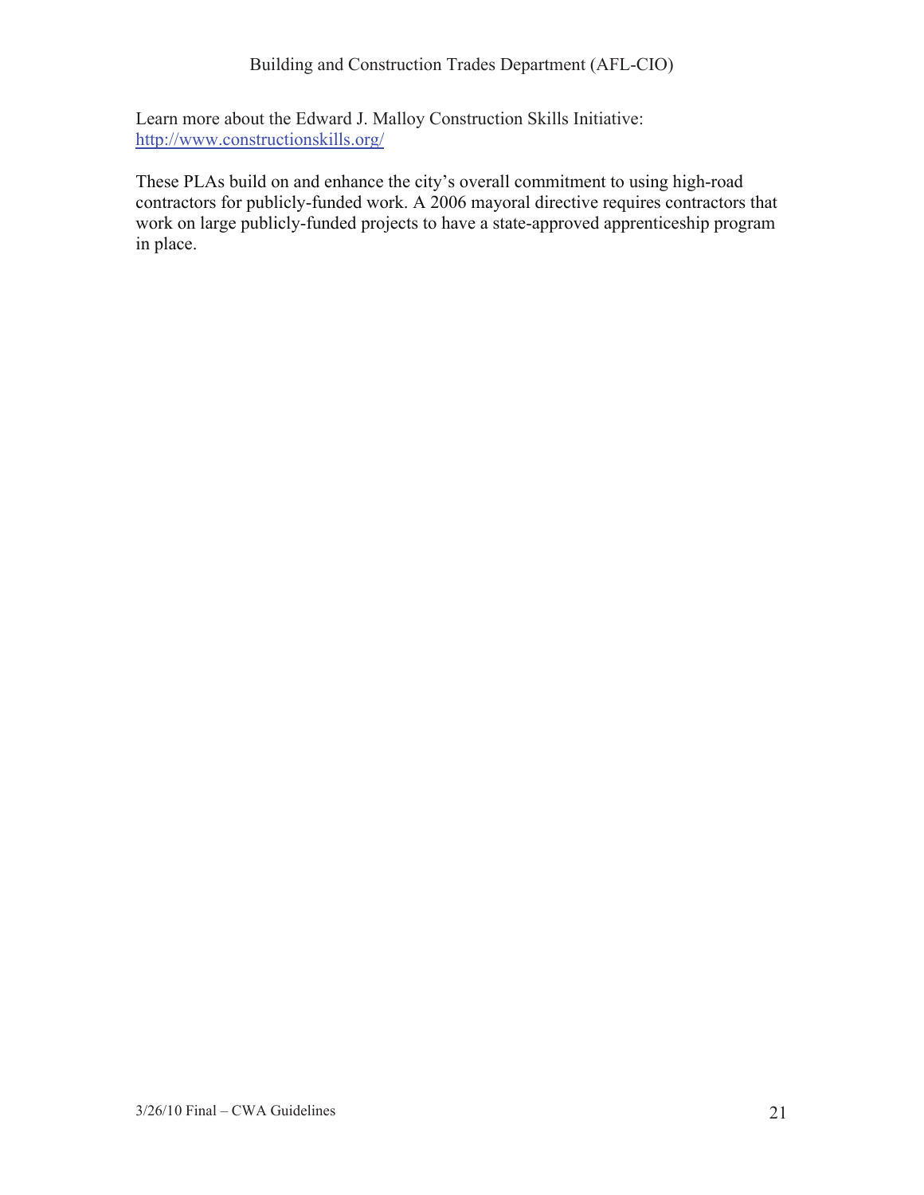Learn more about the Edward J. Malloy Construction Skills Initiative: http://www.constructionskills.org/

These PLAs build on and enhance the city's overall commitment to using high-road contractors for publicly-funded work. A 2006 mayoral directive requires contractors that work on large publicly-funded projects to have a state-approved apprenticeship program in place.